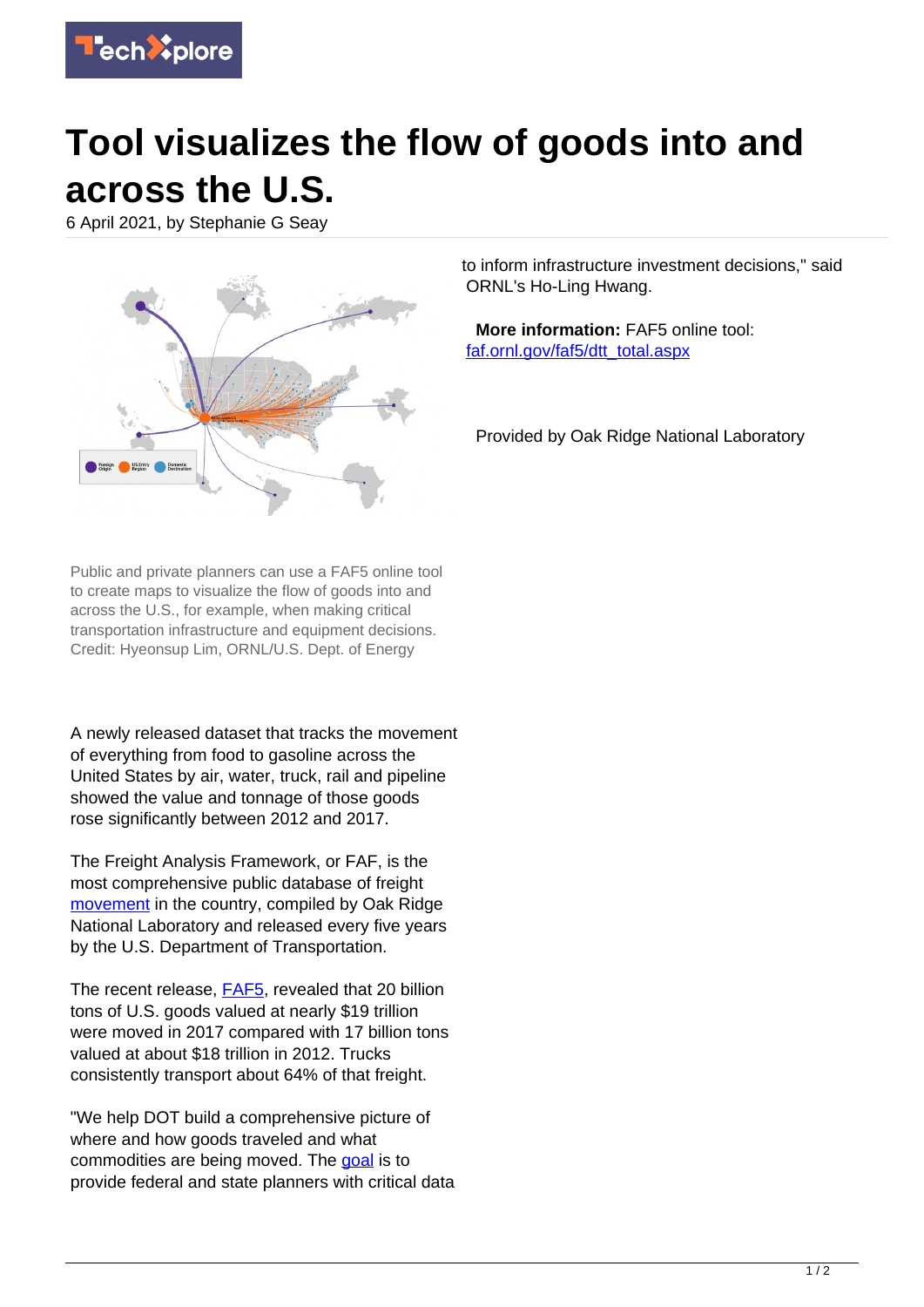# Tool visualizes the flow of goods into and across the U.S.

6 April 2021, by Stephanie G Seay

Public and private planners can use a FAF5 online tool to create maps to visualize the flow of goods into and across the U.S., for example, when making critical transportation infrastructure and equipment decisions. Credit: Hyeonsup Lim, ORNL/U.S. Dept. of Energy

A newly released dataset that tracks the movement of everything from food to gasoline across the United States by air, water, truck, rail and pipeline showed the value and tonnage of those goods rose significantly between 2012 and 2017.

The Freight Analysis Framework, or FAF, is the most comprehensive public database of freight movement in the country, compiled by Oak Ridge National Laboratory and released every five years by the U.S. Department of Transportation.

The recent release, FAF5, revealed that 20 billion tons of U.S. goods valued at nearly $19 trillion were moved in 2017 compared with 17 billion tons valued at about $18 trillion in 2012. Trucks consistently transport about 64% of that freight.

"We help DOT build a comprehensive picture of where and how goods traveled and what commodities are being moved. The goal is to provide federal and state planners with critical data to inform infrastructure investment decisions," said ORNL's Ho-Ling Hwang.

**More information:** FAF5 online tool: faf.ornl.gov/faf5/dtt_total.aspx

Provided by Oak Ridge National Laboratory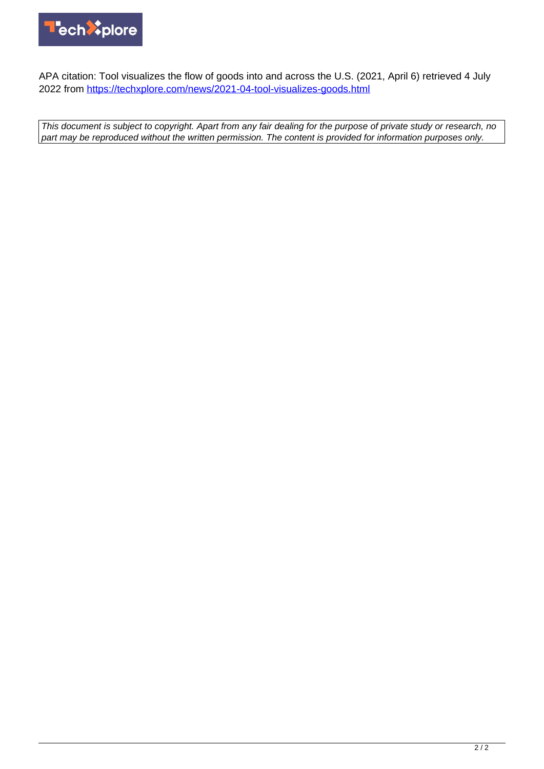APA citation: Tool visualizes the flow of goods into and across the U.S. (2021, April 6) retrieved 4 July 2022 from https://techxplore.com/news/2021-04-tool-visualizes-goods.html

*This document is subject to copyright. Apart from any fair dealing for the purpose of private study or research, no part may be reproduced without the written permission. The content is provided for information purposes only.*